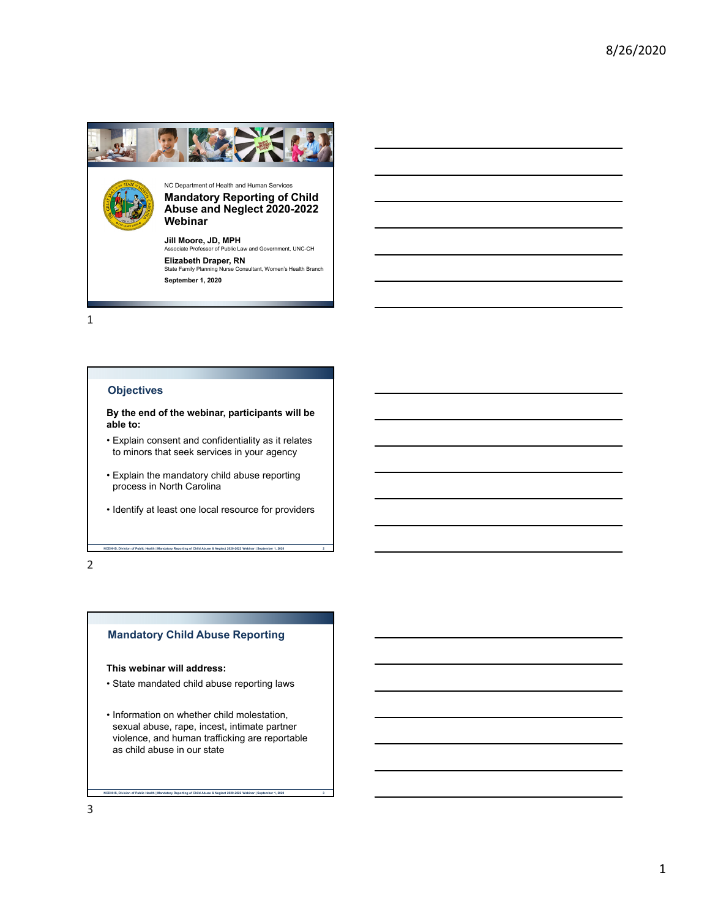NC Department of Health and Human Services

# Mandatory Reporting of Child Abuse and Neglect 2020-2022 Webinar

**Jill Moore, JD, MPH**
Associate Professor of Public Law and Government, UNC-CH

**Elizabeth Draper, RN**
State Family Planning Nurse Consultant, Women's Health Branch

**September 1, 2020**

## Objectives

**By the end of the webinar, participants will be able to:**

- Explain consent and confidentiality as it relates to minors that seek services in your agency
- Explain the mandatory child abuse reporting process in North Carolina
- Identify at least one local resource for providers

## Mandatory Child Abuse Reporting

**This webinar will address:**

- State mandated child abuse reporting laws
- Information on whether child molestation, sexual abuse, rape, incest, intimate partner violence, and human trafficking are reportable as child abuse in our state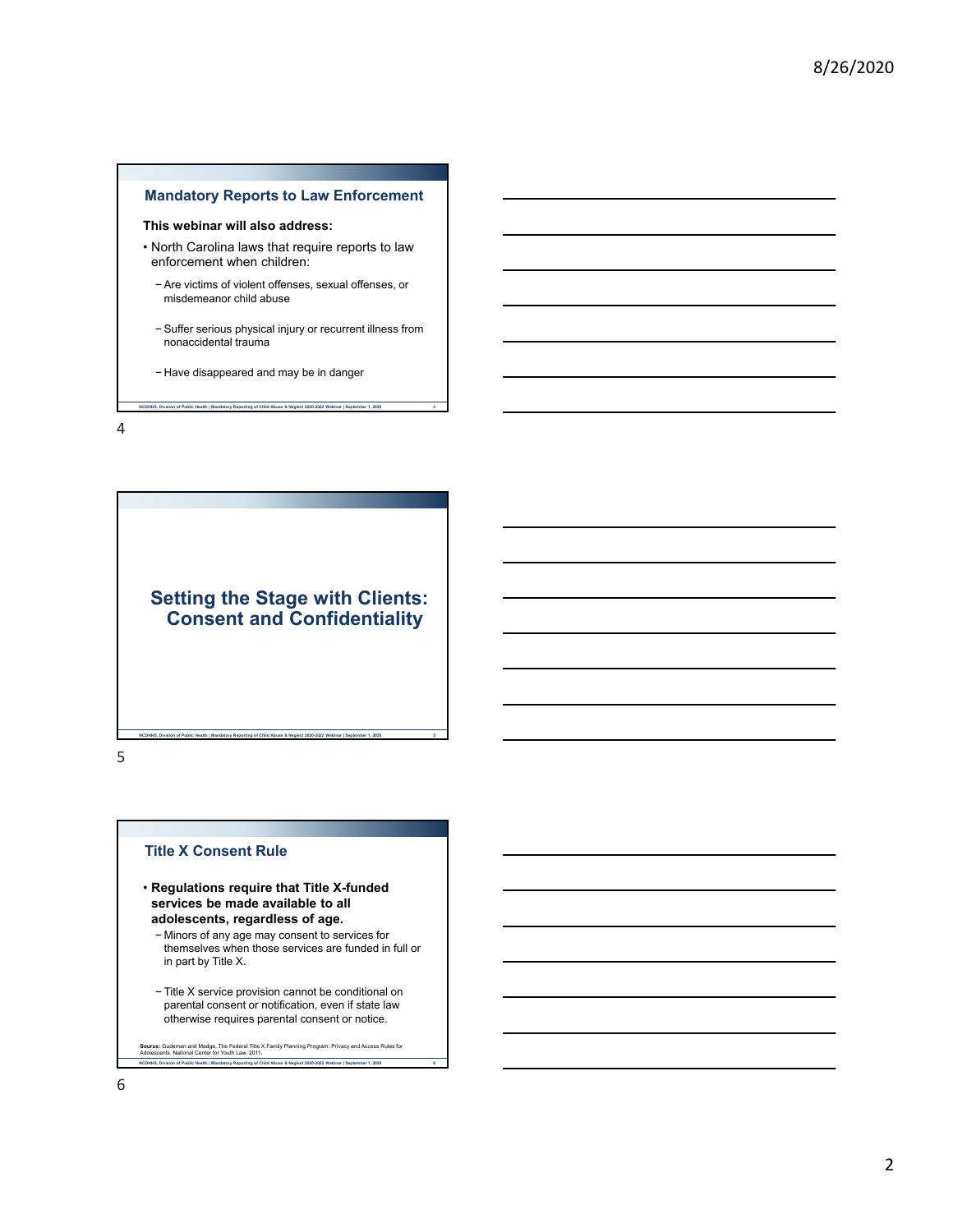## Mandatory Reports to Law Enforcement

**This webinar will also address:**

- North Carolina laws that require reports to law enforcement when children:
  - Are victims of violent offenses, sexual offenses, or misdemeanor child abuse
  - Suffer serious physical injury or recurrent illness from nonaccidental trauma
  - Have disappeared and may be in danger

## Setting the Stage with Clients: Consent and Confidentiality

## Title X Consent Rule

- **Regulations require that Title X-funded services be made available to all adolescents, regardless of age.**
  - Minors of any age may consent to services for themselves when those services are funded in full or in part by Title X.
  - Title X service provision cannot be conditional on parental consent or notification, even if state law otherwise requires parental consent or notice.

**Source:** Gudeman and Madge, The Federal Title X Family Planning Program: Privacy and Access Rules for Adolescents. National Center for Youth Law, 2011.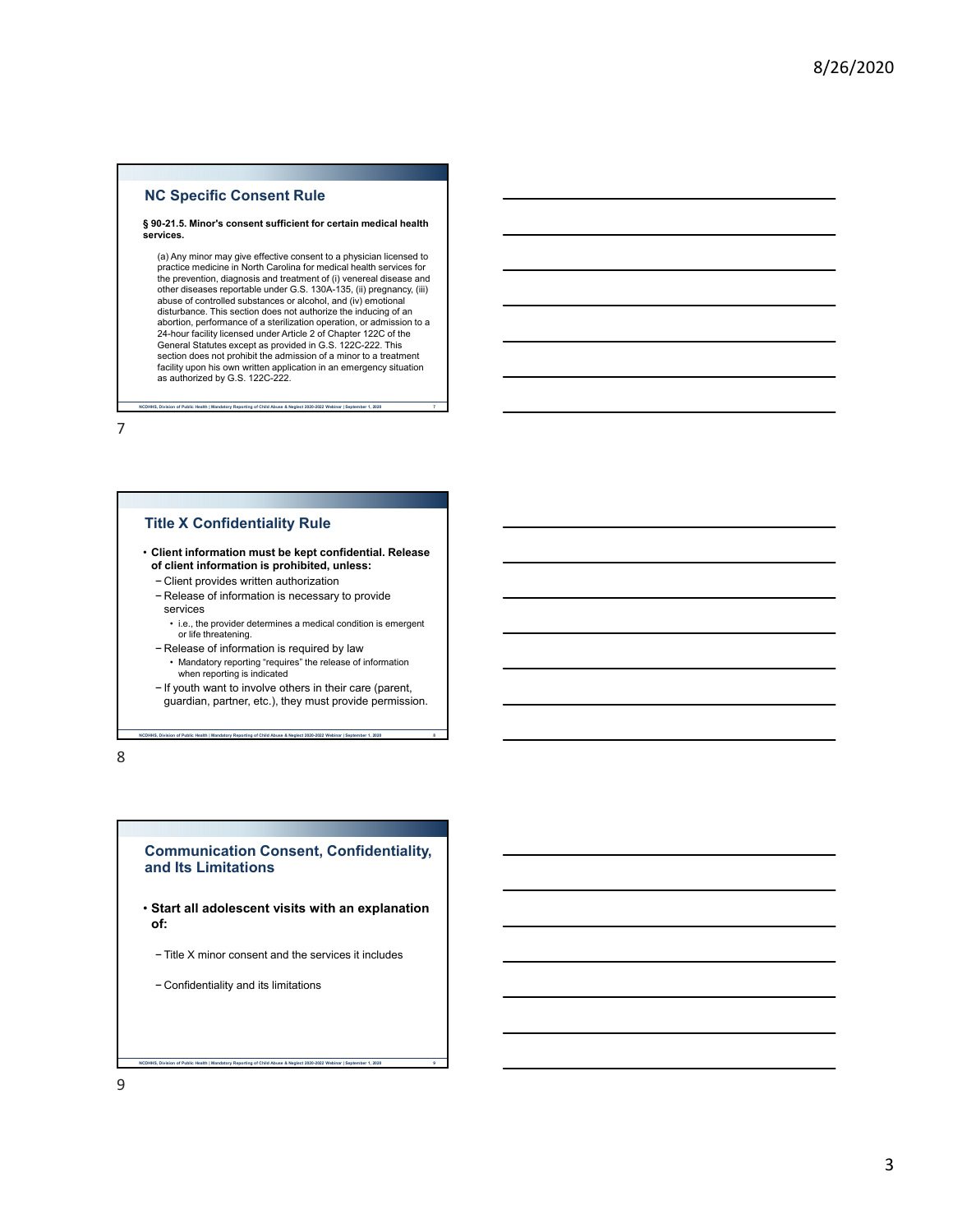## NC Specific Consent Rule

**§ 90-21.5. Minor's consent sufficient for certain medical health services.**

(a) Any minor may give effective consent to a physician licensed to practice medicine in North Carolina for medical health services for the prevention, diagnosis and treatment of (i) venereal disease and other diseases reportable under G.S. 130A-135, (ii) pregnancy, (iii) abuse of controlled substances or alcohol, and (iv) emotional disturbance. This section does not authorize the inducing of an abortion, performance of a sterilization operation, or admission to a 24-hour facility licensed under Article 2 of Chapter 122C of the General Statutes except as provided in G.S. 122C-222. This section does not prohibit the admission of a minor to a treatment facility upon his own written application in an emergency situation as authorized by G.S. 122C-222.

## Title X Confidentiality Rule

- **Client information must be kept confidential. Release of client information is prohibited, unless:**
  - Client provides written authorization
  - Release of information is necessary to provide services
    - i.e., the provider determines a medical condition is emergent or life threatening.
  - Release of information is required by law
    - Mandatory reporting "requires" the release of information when reporting is indicated
  - If youth want to involve others in their care (parent, guardian, partner, etc.), they must provide permission.

## Communication Consent, Confidentiality, and Its Limitations

- **Start all adolescent visits with an explanation of:**
  - Title X minor consent and the services it includes
  - Confidentiality and its limitations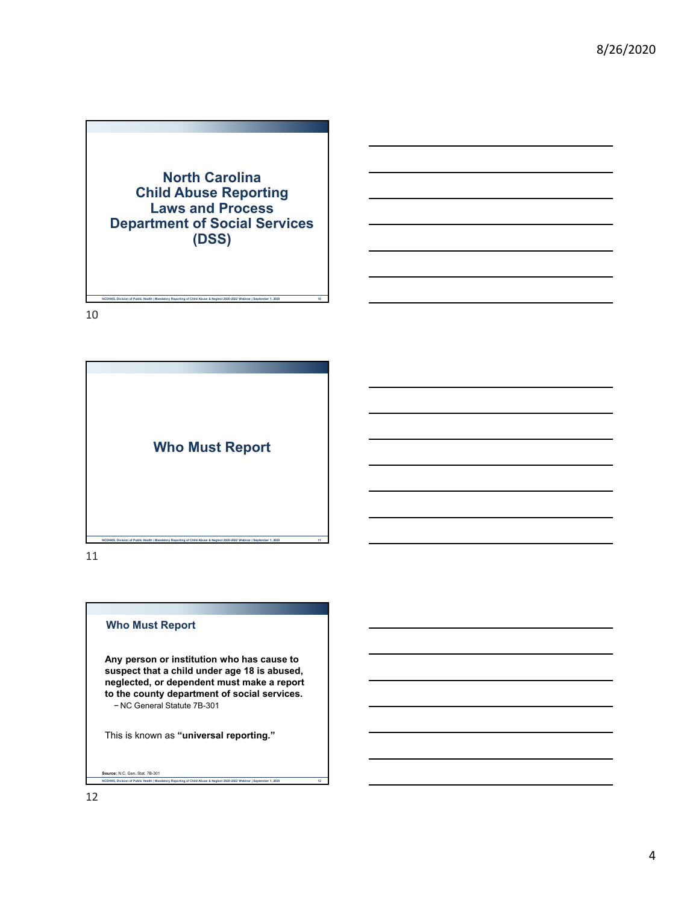# North Carolina Child Abuse Reporting Laws and Process Department of Social Services (DSS)

## Who Must Report

### Who Must Report

**Any person or institution who has cause to suspect that a child under age 18 is abused, neglected, or dependent must make a report to the county department of social services.**

− NC General Statute 7B-301

This is known as **"universal reporting."**

**Source:** N.C. Gen. Stat. 7B-301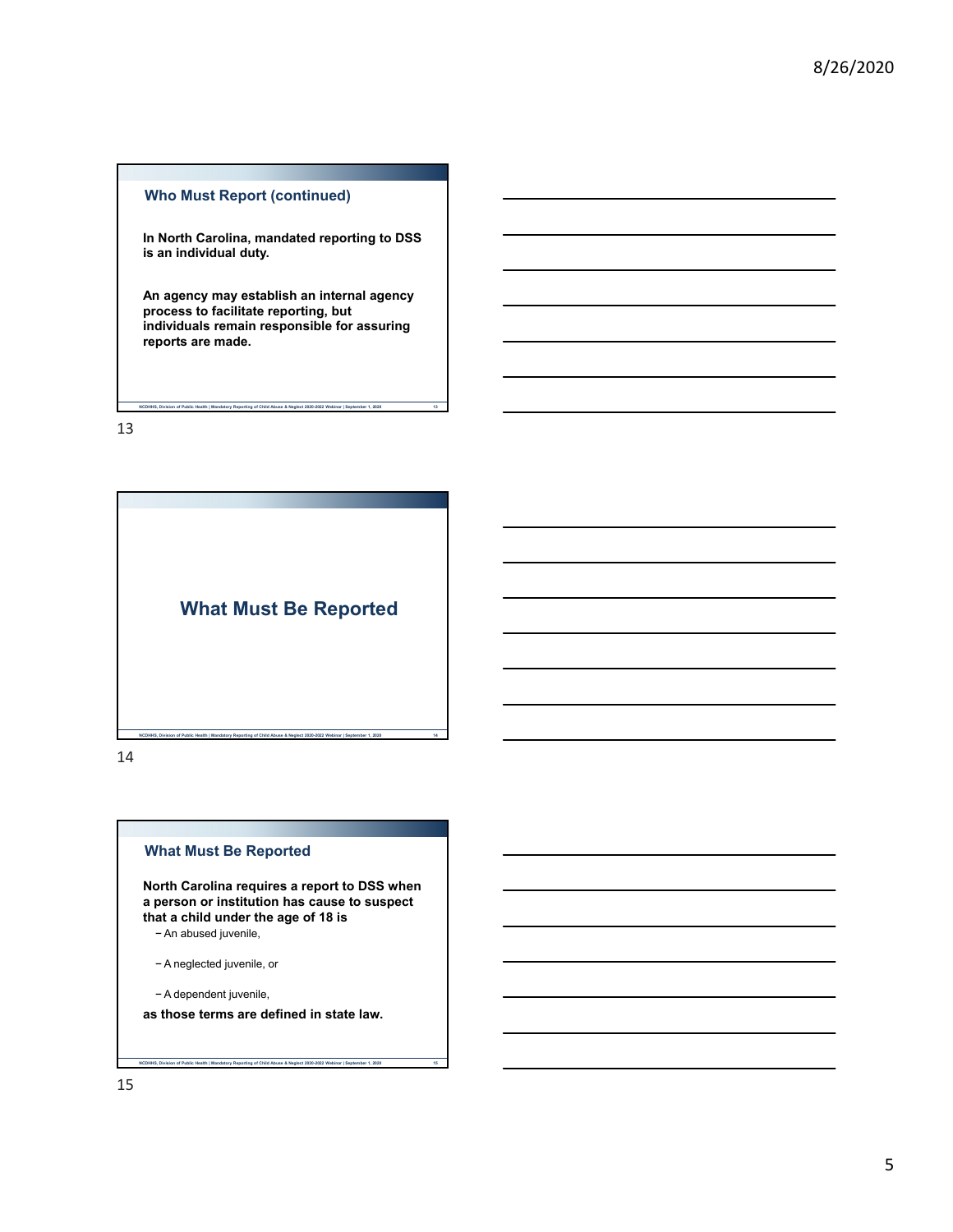## Who Must Report (continued)

**In North Carolina, mandated reporting to DSS is an individual duty.**

**An agency may establish an internal agency process to facilitate reporting, but individuals remain responsible for assuring reports are made.**

## What Must Be Reported

## What Must Be Reported

**North Carolina requires a report to DSS when a person or institution has cause to suspect that a child under the age of 18 is**

- An abused juvenile,
- A neglected juvenile, or
- A dependent juvenile,

**as those terms are defined in state law.**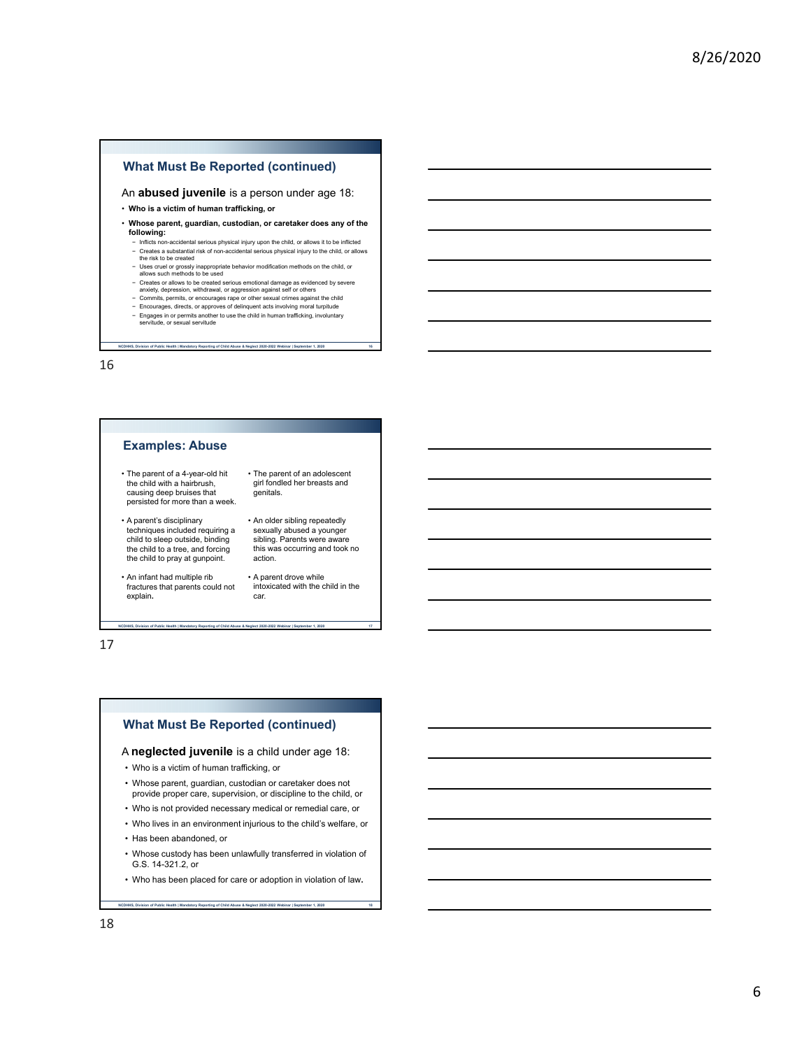## What Must Be Reported (continued)

An **abused juvenile** is a person under age 18:

- **Who is a victim of human trafficking, or**
- **Whose parent, guardian, custodian, or caretaker does any of the following:**
  - Inflicts non-accidental serious physical injury upon the child, or allows it to be inflicted
  - Creates a substantial risk of non-accidental serious physical injury to the child, or allows the risk to be created
  - Uses cruel or grossly inappropriate behavior modification methods on the child, or allows such methods to be used
  - Creates or allows to be created serious emotional damage as evidenced by severe anxiety, depression, withdrawal, or aggression against self or others
  - Commits, permits, or encourages rape or other sexual crimes against the child
  - Encourages, directs, or approves of delinquent acts involving moral turpitude
  - Engages in or permits another to use the child in human trafficking, involuntary servitude, or sexual servitude

## Examples: Abuse

- The parent of a 4-year-old hit the child with a hairbrush, causing deep bruises that persisted for more than a week.
- A parent's disciplinary techniques included requiring a child to sleep outside, binding the child to a tree, and forcing the child to pray at gunpoint.
- An infant had multiple rib fractures that parents could not explain.
- The parent of an adolescent girl fondled her breasts and genitals.
- An older sibling repeatedly sexually abused a younger sibling. Parents were aware this was occurring and took no action.
- A parent drove while intoxicated with the child in the car.

## What Must Be Reported (continued)

A **neglected juvenile** is a child under age 18:

- Who is a victim of human trafficking, or
- Whose parent, guardian, custodian or caretaker does not provide proper care, supervision, or discipline to the child, or
- Who is not provided necessary medical or remedial care, or
- Who lives in an environment injurious to the child's welfare, or
- Has been abandoned, or
- Whose custody has been unlawfully transferred in violation of G.S. 14-321.2, or
- Who has been placed for care or adoption in violation of law.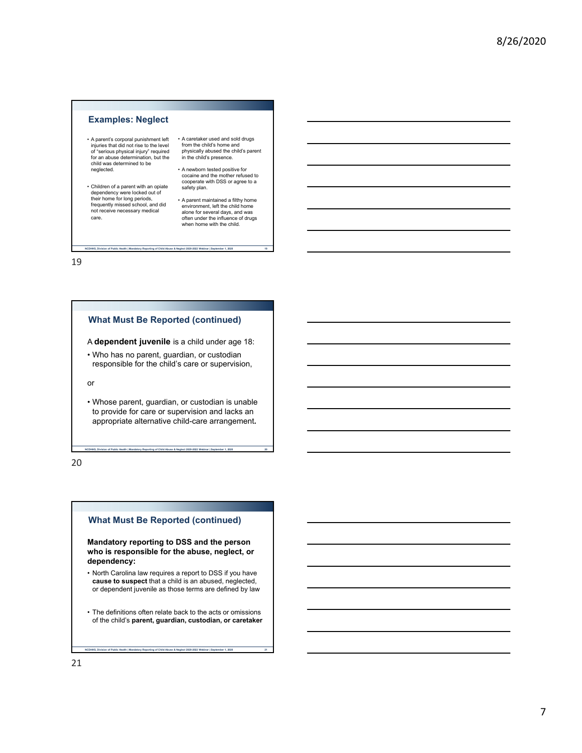## Examples: Neglect

- A parent's corporal punishment left injuries that did not rise to the level of "serious physical injury" required for an abuse determination, but the child was determined to be neglected.
- Children of a parent with an opiate dependency were locked out of their home for long periods, frequently missed school, and did not receive necessary medical care.
- A caretaker used and sold drugs from the child's home and physically abused the child's parent in the child's presence.
- A newborn tested positive for cocaine and the mother refused to cooperate with DSS or agree to a safety plan.
- A parent maintained a filthy home environment, left the child home alone for several days, and was often under the influence of drugs when home with the child.

## What Must Be Reported (continued)

A **dependent juvenile** is a child under age 18:

- Who has no parent, guardian, or custodian responsible for the child's care or supervision,

or

- Whose parent, guardian, or custodian is unable to provide for care or supervision and lacks an appropriate alternative child-care arrangement**.**

## What Must Be Reported (continued)

**Mandatory reporting to DSS and the person who is responsible for the abuse, neglect, or dependency:**

- North Carolina law requires a report to DSS if you have **cause to suspect** that a child is an abused, neglected, or dependent juvenile as those terms are defined by law
- The definitions often relate back to the acts or omissions of the child's **parent, guardian, custodian, or caretaker**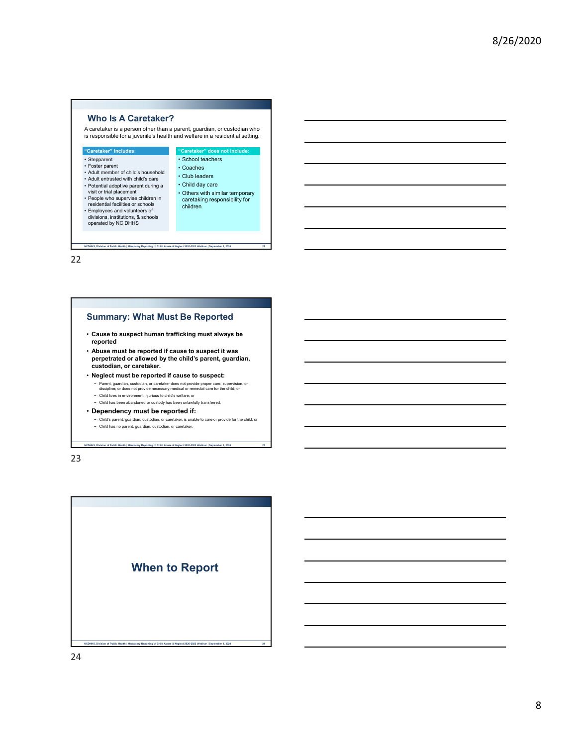## Who Is A Caretaker?

A caretaker is a person other than a parent, guardian, or custodian who is responsible for a juvenile's health and welfare in a residential setting.

| "Caretaker" includes: | "Caretaker" does not include: |
| --- | --- |
| • Stepparent<br>• Foster parent<br>• Adult member of child's household<br>• Adult entrusted with child's care<br>• Potential adoptive parent during a visit or trial placement<br>• People who supervise children in residential facilities or schools<br>• Employees and volunteers of divisions, institutions, & schools operated by NC DHHS | • School teachers<br>• Coaches<br>• Club leaders<br>• Child day care<br>• Others with similar temporary caretaking responsibility for children |

## Summary: What Must Be Reported

- **Cause to suspect human trafficking must always be reported**
- **Abuse must be reported if cause to suspect it was perpetrated or allowed by the child's parent, guardian, custodian, or caretaker.**
- **Neglect must be reported if cause to suspect:**
  - Parent, guardian, custodian, or caretaker does not provide proper care, supervision, or discipline; or does not provide necessary medical or remedial care for the child; or
  - Child lives in environment injurious to child's welfare; or
  - Child has been abandoned or custody has been unlawfully transferred.
- **Dependency must be reported if:**
  - Child's parent, guardian, custodian, or caretaker, is unable to care or provide for the child; or
  - Child has no parent, guardian, custodian, or caretaker.

## When to Report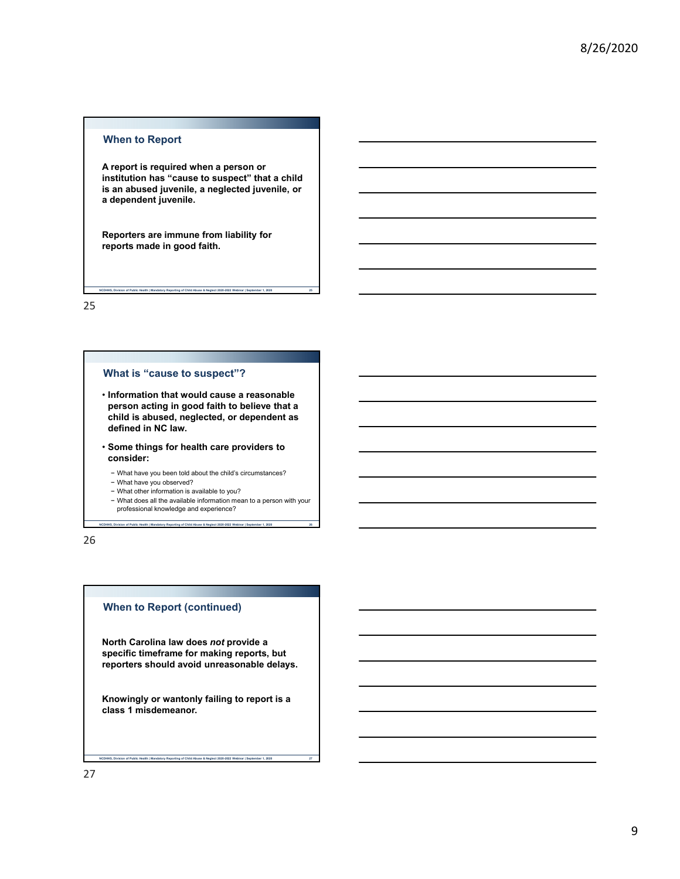## When to Report

**A report is required when a person or institution has "cause to suspect" that a child is an abused juvenile, a neglected juvenile, or a dependent juvenile.**

**Reporters are immune from liability for reports made in good faith.**

## What is "cause to suspect"?

- **Information that would cause a reasonable person acting in good faith to believe that a child is abused, neglected, or dependent as defined in NC law.**
- **Some things for health care providers to consider:**
  - What have you been told about the child's circumstances?
  - What have you observed?
  - What other information is available to you?
  - What does all the available information mean to a person with your professional knowledge and experience?

## When to Report (continued)

**North Carolina law does *not* provide a specific timeframe for making reports, but reporters should avoid unreasonable delays.**

**Knowingly or wantonly failing to report is a class 1 misdemeanor.**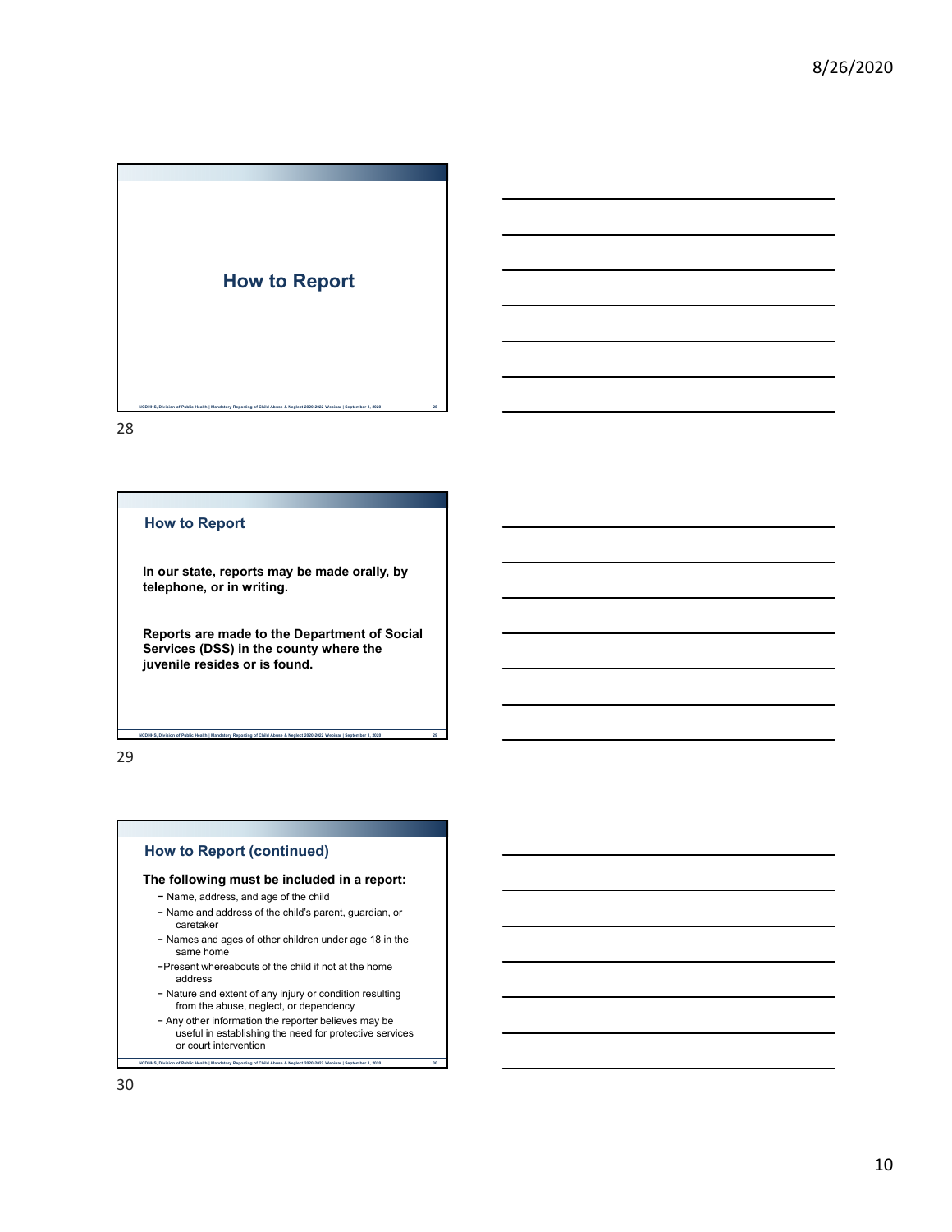# How to Report

## How to Report

**In our state, reports may be made orally, by telephone, or in writing.**

**Reports are made to the Department of Social Services (DSS) in the county where the juvenile resides or is found.**

## How to Report (continued)

**The following must be included in a report:**

- Name, address, and age of the child
- Name and address of the child's parent, guardian, or caretaker
- Names and ages of other children under age 18 in the same home
- Present whereabouts of the child if not at the home address
- Nature and extent of any injury or condition resulting from the abuse, neglect, or dependency
- Any other information the reporter believes may be useful in establishing the need for protective services or court intervention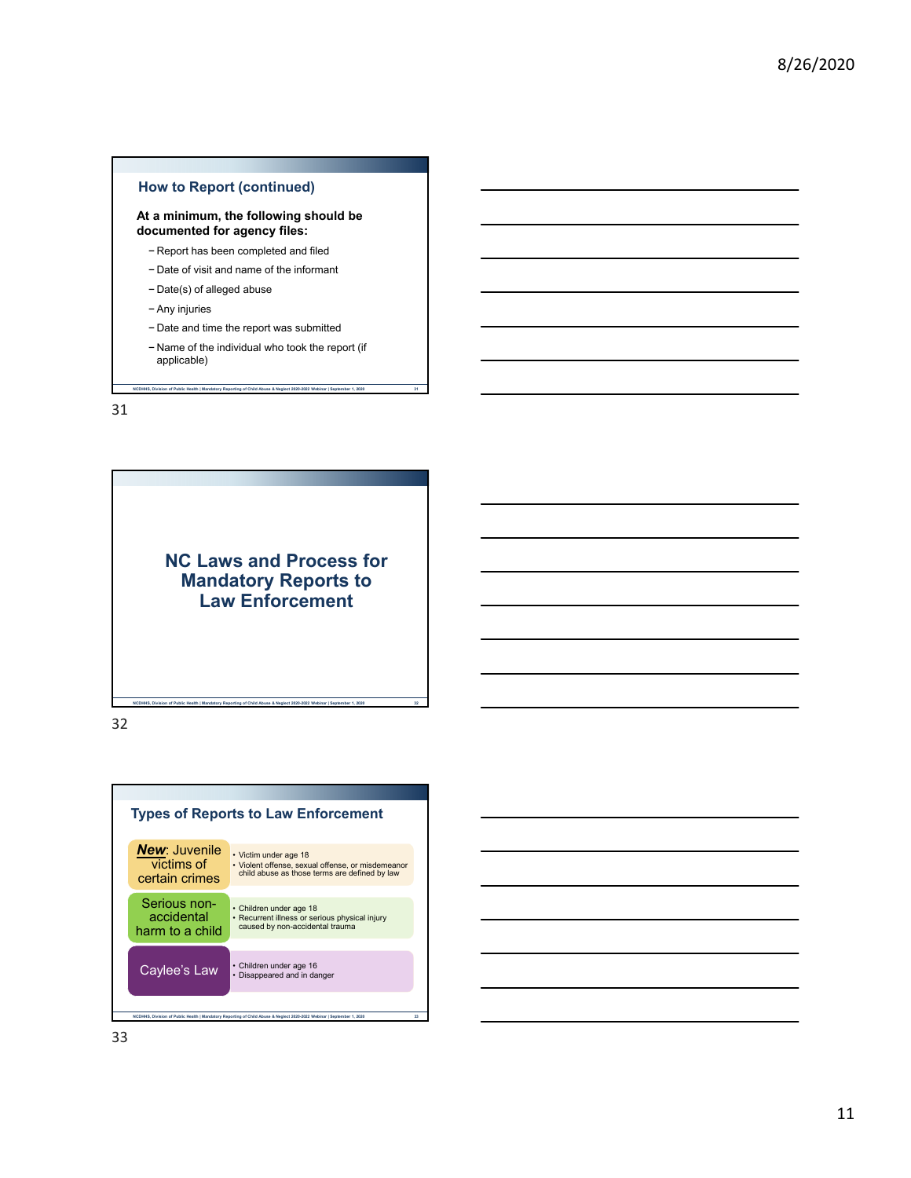## How to Report (continued)

**At a minimum, the following should be documented for agency files:**

- Report has been completed and filed
- Date of visit and name of the informant
- Date(s) of alleged abuse
- Any injuries
- Date and time the report was submitted
- Name of the individual who took the report (if applicable)

## NC Laws and Process for Mandatory Reports to Law Enforcement

## Types of Reports to Law Enforcement

| Type | Criteria |
|---|---|
| ***New***: Juvenile victims of certain crimes | • Victim under age 18<br>• Violent offense, sexual offense, or misdemeanor child abuse as those terms are defined by law |
| Serious non-accidental harm to a child | • Children under age 18<br>• Recurrent illness or serious physical injury caused by non-accidental trauma |
| Caylee's Law | • Children under age 16<br>• Disappeared and in danger |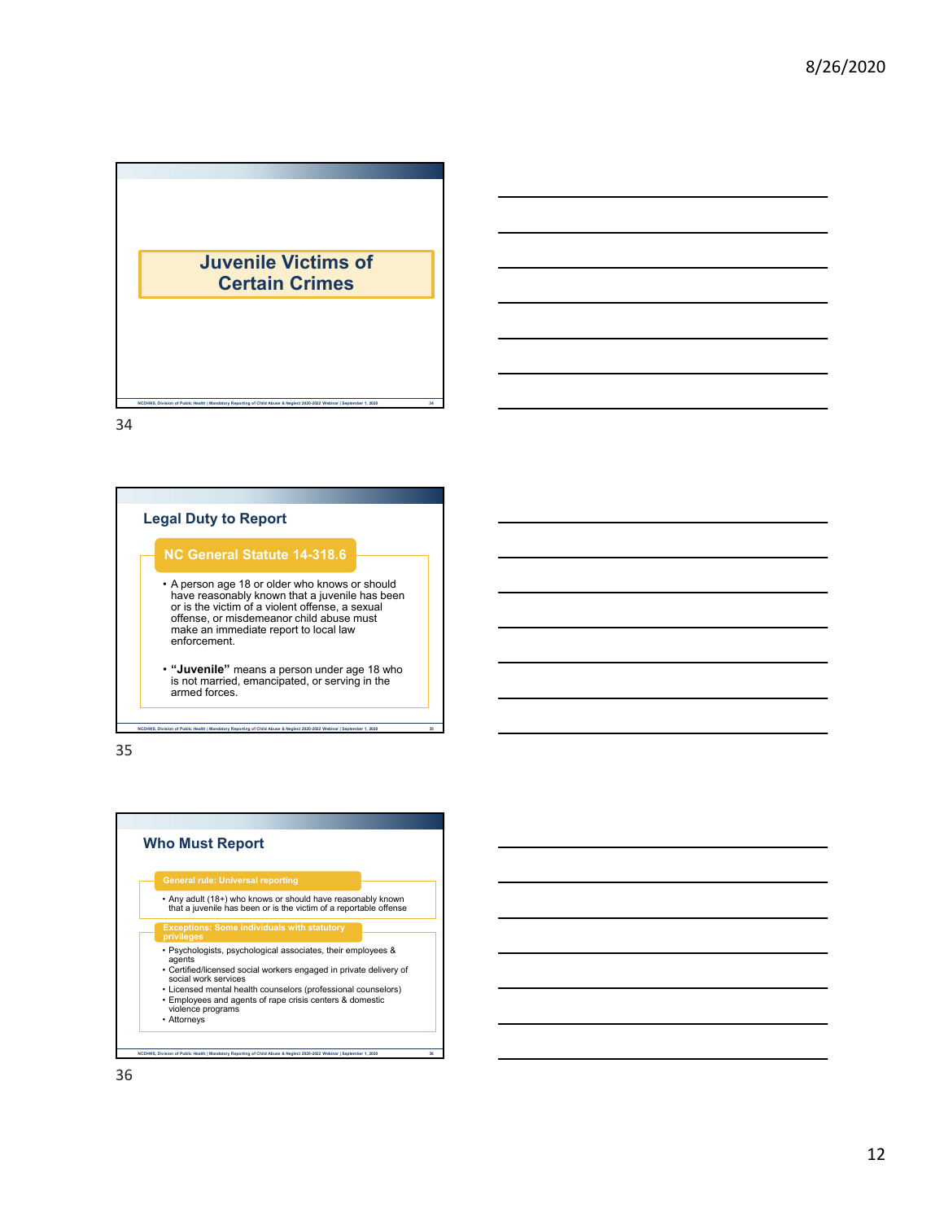## Juvenile Victims of Certain Crimes

## Legal Duty to Report

### NC General Statute 14-318.6

- A person age 18 or older who knows or should have reasonably known that a juvenile has been or is the victim of a violent offense, a sexual offense, or misdemeanor child abuse must make an immediate report to local law enforcement.
- **"Juvenile"** means a person under age 18 who is not married, emancipated, or serving in the armed forces.

## Who Must Report

### General rule: Universal reporting

- Any adult (18+) who knows or should have reasonably known that a juvenile has been or is the victim of a reportable offense

### Exceptions: Some individuals with statutory privileges

- Psychologists, psychological associates, their employees & agents
- Certified/licensed social workers engaged in private delivery of social work services
- Licensed mental health counselors (professional counselors)
- Employees and agents of rape crisis centers & domestic violence programs
- Attorneys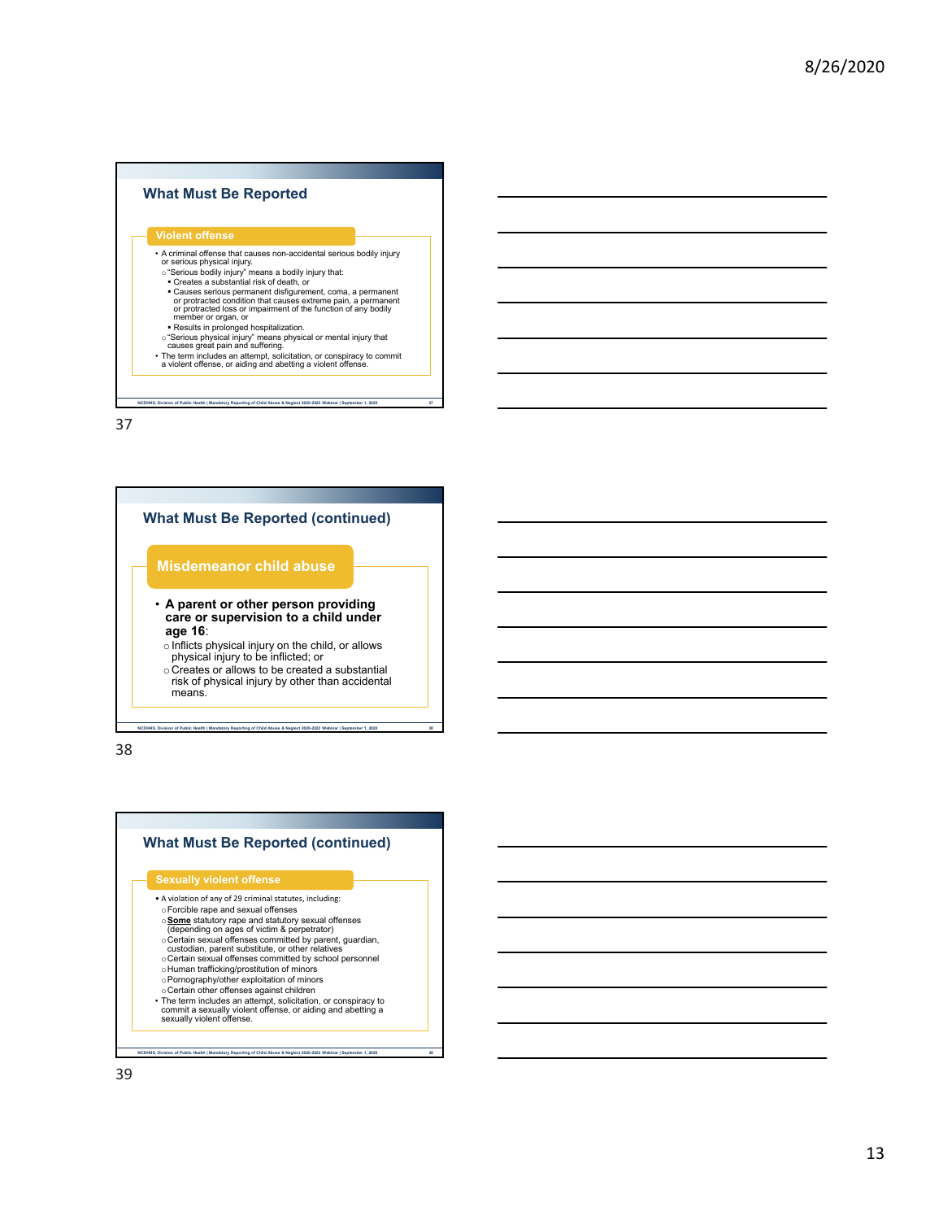## What Must Be Reported

### Violent offense

- A criminal offense that causes non-accidental serious bodily injury or serious physical injury.
  - "Serious bodily injury" means a bodily injury that:
    - Creates a substantial risk of death, or
    - Causes serious permanent disfigurement, coma, a permanent or protracted condition that causes extreme pain, a permanent or protracted loss or impairment of the function of any bodily member or organ, or
    - Results in prolonged hospitalization.
  - "Serious physical injury" means physical or mental injury that causes great pain and suffering.
- The term includes an attempt, solicitation, or conspiracy to commit a violent offense, or aiding and abetting a violent offense.

37

## What Must Be Reported (continued)

### Misdemeanor child abuse

- **A parent or other person providing care or supervision to a child under age 16**:
  - Inflicts physical injury on the child, or allows physical injury to be inflicted; or
  - Creates or allows to be created a substantial risk of physical injury by other than accidental means.

38

## What Must Be Reported (continued)

### Sexually violent offense

- A violation of any of 29 criminal statutes, including:
  - Forcible rape and sexual offenses
  - **Some** statutory rape and statutory sexual offenses (depending on ages of victim & perpetrator)
  - Certain sexual offenses committed by parent, guardian, custodian, parent substitute, or other relatives
  - Certain sexual offenses committed by school personnel
  - Human trafficking/prostitution of minors
  - Pornography/other exploitation of minors
  - Certain other offenses against children
- The term includes an attempt, solicitation, or conspiracy to commit a sexually violent offense, or aiding and abetting a sexually violent offense.

39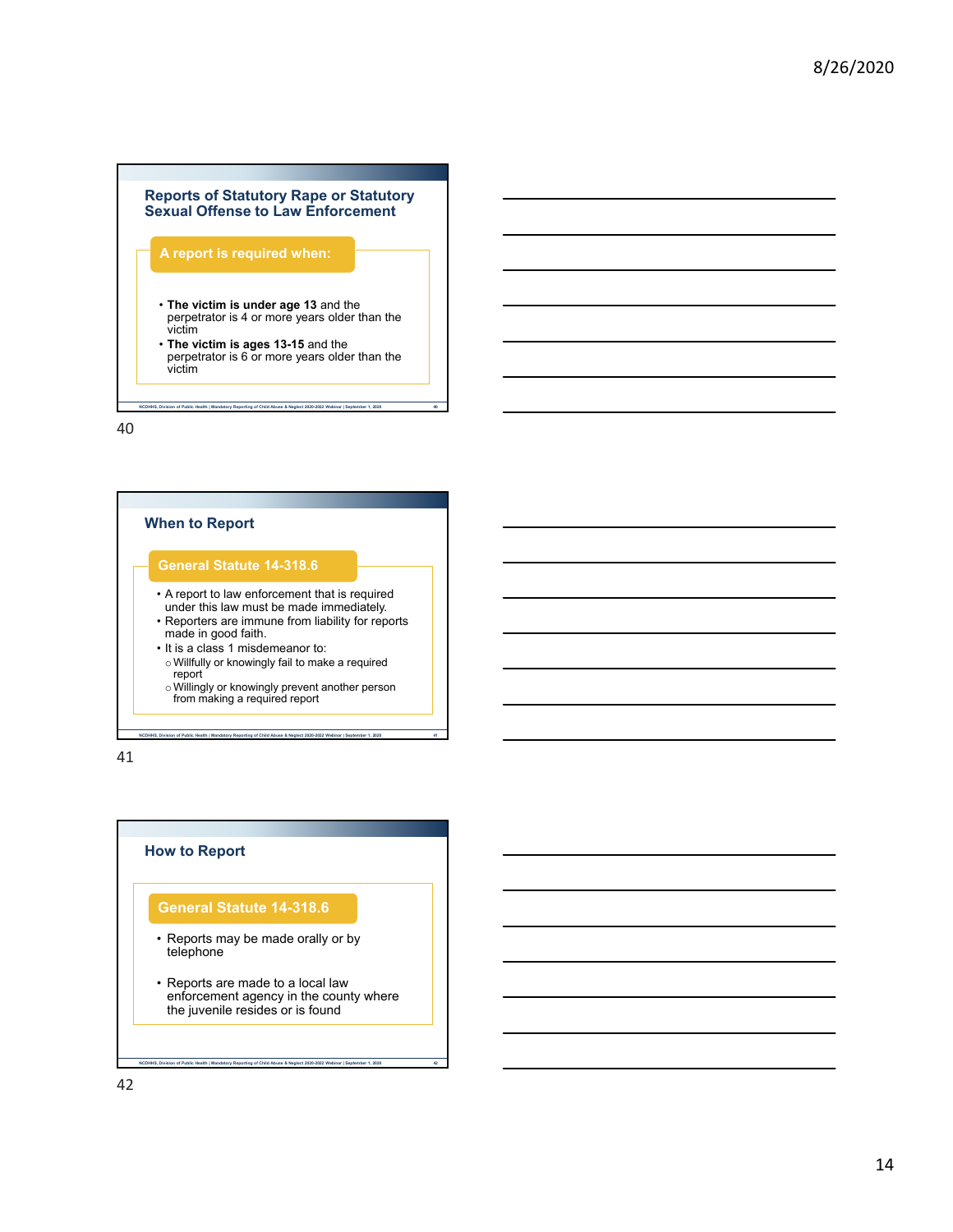## Reports of Statutory Rape or Statutory Sexual Offense to Law Enforcement

**A report is required when:**

- **The victim is under age 13** and the perpetrator is 4 or more years older than the victim
- **The victim is ages 13-15** and the perpetrator is 6 or more years older than the victim

40

## When to Report

**General Statute 14-318.6**

- A report to law enforcement that is required under this law must be made immediately.
- Reporters are immune from liability for reports made in good faith.
- It is a class 1 misdemeanor to:
  - Willfully or knowingly fail to make a required report
  - Willingly or knowingly prevent another person from making a required report

41

## How to Report

**General Statute 14-318.6**

- Reports may be made orally or by telephone
- Reports are made to a local law enforcement agency in the county where the juvenile resides or is found

42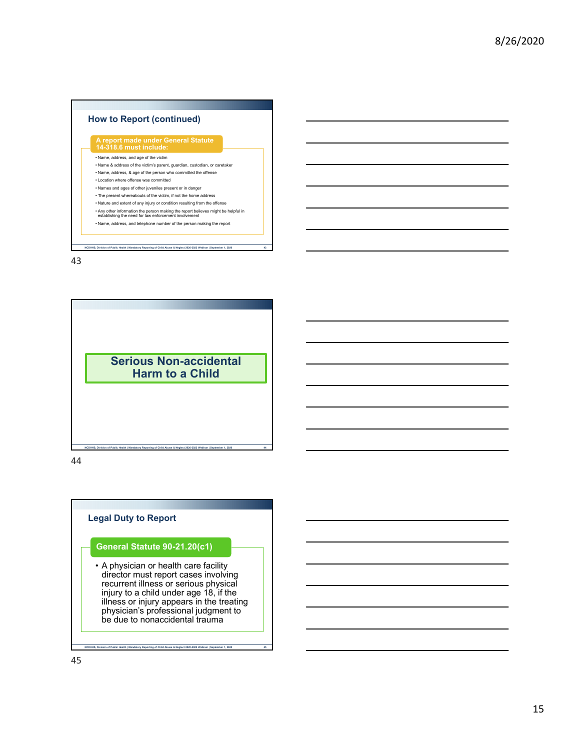## How to Report (continued)

**A report made under General Statute 14-318.6 must include:**

- Name, address, and age of the victim
- Name & address of the victim's parent, guardian, custodian, or caretaker
- Name, address, & age of the person who committed the offense
- Location where offense was committed
- Names and ages of other juveniles present or in danger
- The present whereabouts of the victim, if not the home address
- Nature and extent of any injury or condition resulting from the offense
- Any other information the person making the report believes might be helpful in establishing the need for law enforcement involvement
- Name, address, and telephone number of the person making the report

## Serious Non-accidental Harm to a Child

## Legal Duty to Report

**General Statute 90-21.20(c1)**

- A physician or health care facility director must report cases involving recurrent illness or serious physical injury to a child under age 18, if the illness or injury appears in the treating physician's professional judgment to be due to nonaccidental trauma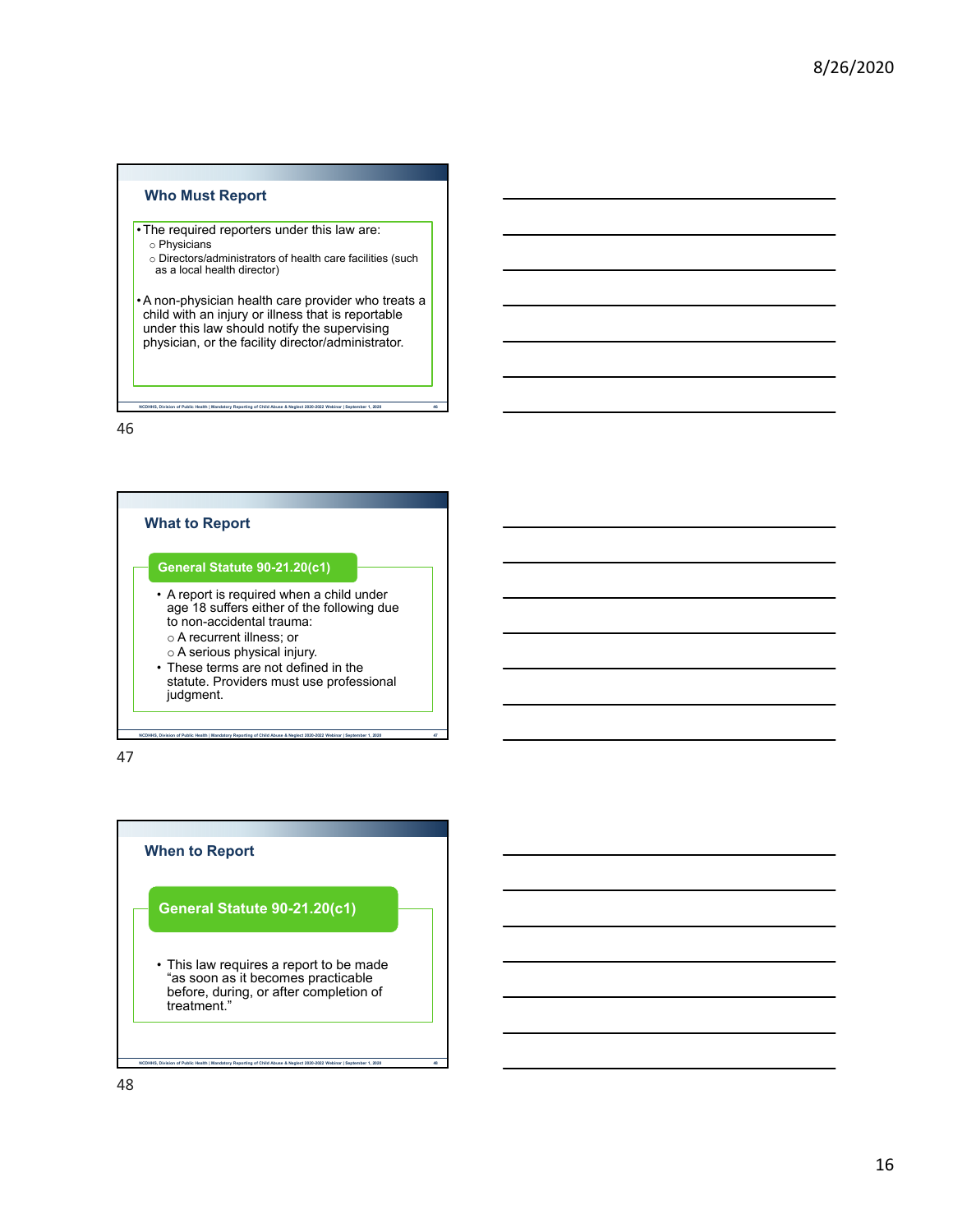## Who Must Report

- The required reporters under this law are:
  - Physicians
  - Directors/administrators of health care facilities (such as a local health director)
- A non-physician health care provider who treats a child with an injury or illness that is reportable under this law should notify the supervising physician, or the facility director/administrator.

## What to Report

**General Statute 90-21.20(c1)**

- A report is required when a child under age 18 suffers either of the following due to non-accidental trauma:
  - A recurrent illness; or
  - A serious physical injury.
- These terms are not defined in the statute. Providers must use professional judgment.

## When to Report

**General Statute 90-21.20(c1)**

- This law requires a report to be made "as soon as it becomes practicable before, during, or after completion of treatment."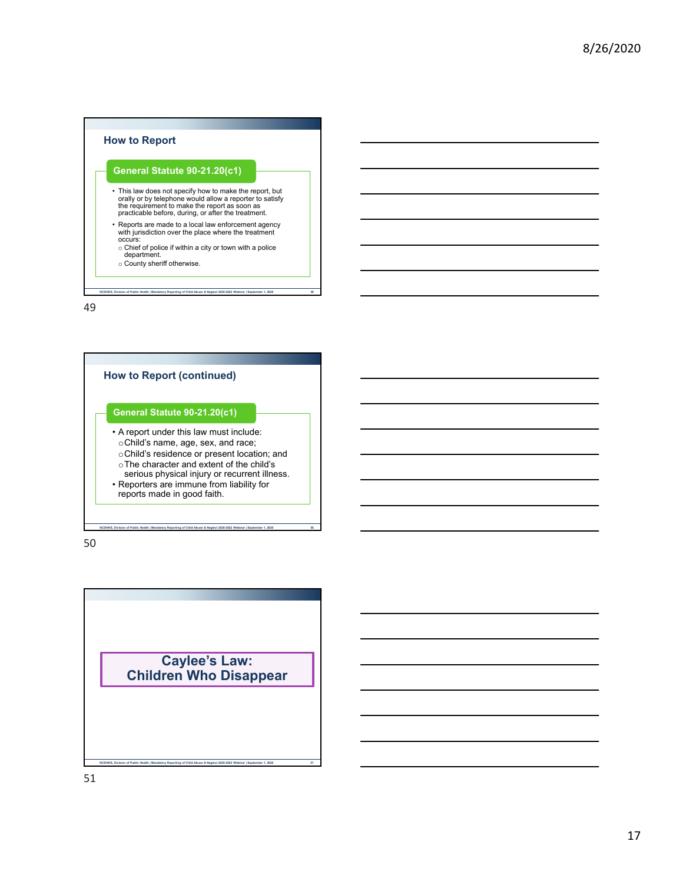## How to Report

**General Statute 90-21.20(c1)**

- This law does not specify how to make the report, but orally or by telephone would allow a reporter to satisfy the requirement to make the report as soon as practicable before, during, or after the treatment.
- Reports are made to a local law enforcement agency with jurisdiction over the place where the treatment occurs:
  - Chief of police if within a city or town with a police department.
  - County sheriff otherwise.

## How to Report (continued)

**General Statute 90-21.20(c1)**

- A report under this law must include:
  - Child's name, age, sex, and race;
  - Child's residence or present location; and
  - The character and extent of the child's serious physical injury or recurrent illness.
- Reporters are immune from liability for reports made in good faith.

## Caylee's Law: Children Who Disappear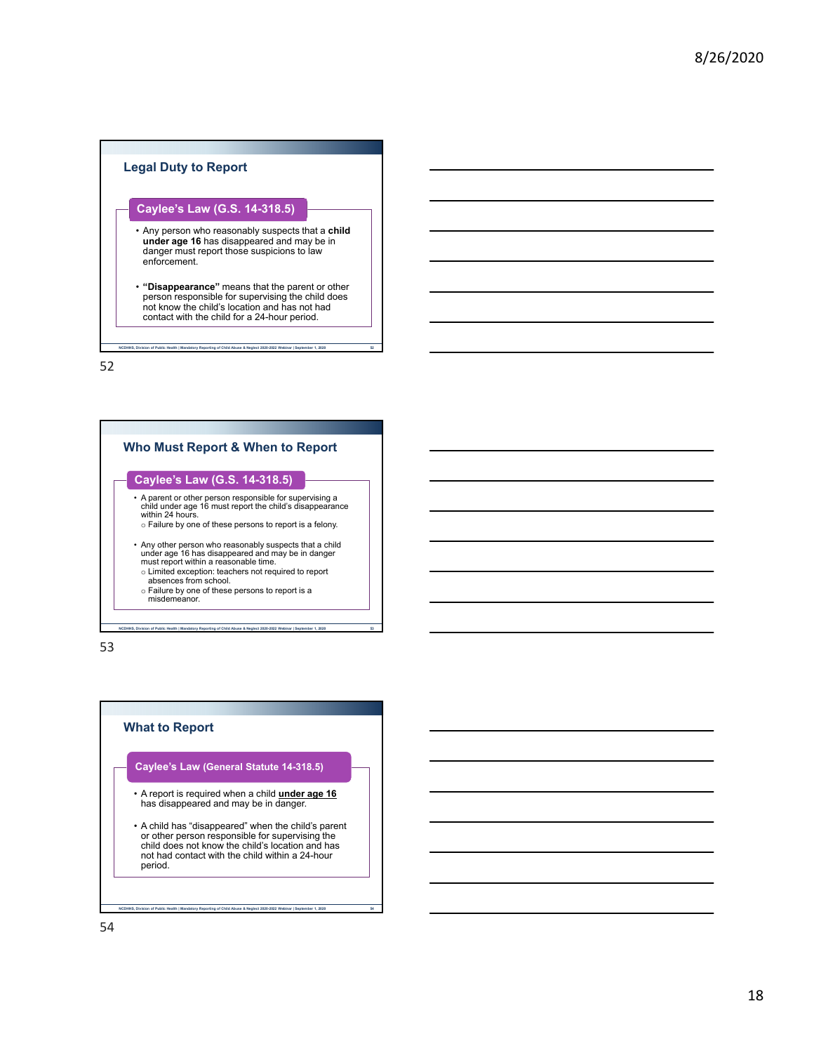## Legal Duty to Report

### Caylee's Law (G.S. 14-318.5)

- Any person who reasonably suspects that a **child under age 16** has disappeared and may be in danger must report those suspicions to law enforcement.
- **"Disappearance"** means that the parent or other person responsible for supervising the child does not know the child's location and has not had contact with the child for a 24-hour period.

52

## Who Must Report & When to Report

### Caylee's Law (G.S. 14-318.5)

- A parent or other person responsible for supervising a child under age 16 must report the child's disappearance within 24 hours.
  - Failure by one of these persons to report is a felony.
- Any other person who reasonably suspects that a child under age 16 has disappeared and may be in danger must report within a reasonable time.
  - Limited exception: teachers not required to report absences from school.
  - Failure by one of these persons to report is a misdemeanor.

53

## What to Report

### Caylee's Law (General Statute 14-318.5)

- A report is required when a child **under age 16** has disappeared and may be in danger.
- A child has "disappeared" when the child's parent or other person responsible for supervising the child does not know the child's location and has not had contact with the child within a 24-hour period.

54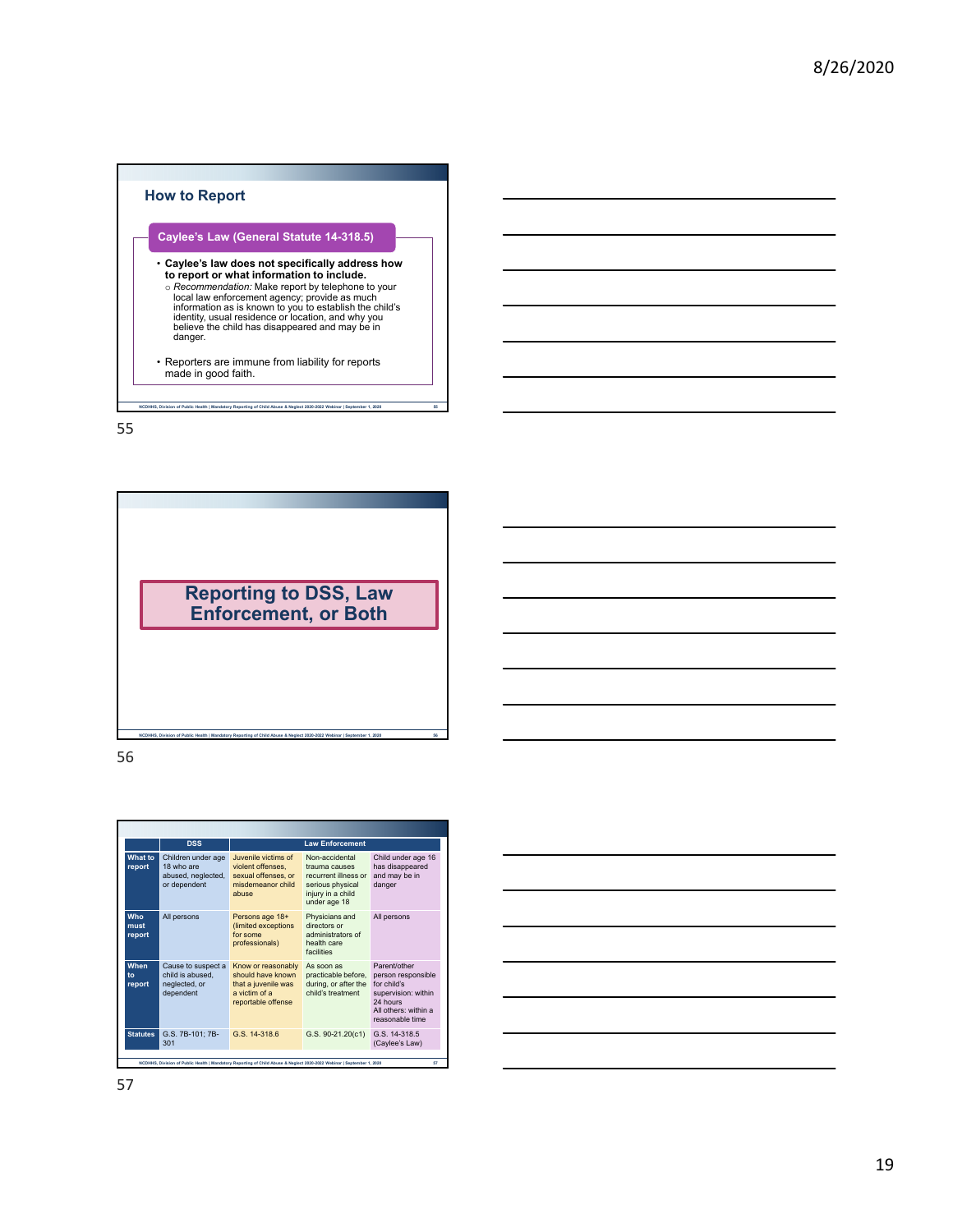## How to Report

### Caylee's Law (General Statute 14-318.5)

- **Caylee's law does not specifically address how to report or what information to include.**
  - *Recommendation:* Make report by telephone to your local law enforcement agency; provide as much information as is known to you to establish the child's identity, usual residence or location, and why you believe the child has disappeared and may be in danger.
- Reporters are immune from liability for reports made in good faith.

55

## Reporting to DSS, Law Enforcement, or Both

56

| | DSS | Law Enforcement | | |
|---|---|---|---|---|
| **What to report** | Children under age 18 who are abused, neglected, or dependent | Juvenile victims of violent offenses, sexual offenses, or misdemeanor child abuse | Non-accidental trauma causes recurrent illness or serious physical injury in a child under age 18 | Child under age 16 has disappeared and may be in danger |
| **Who must report** | All persons | Persons age 18+ (limited exceptions for some professionals) | Physicians and directors or administrators of health care facilities | All persons |
| **When to report** | Cause to suspect a child is abused, neglected, or dependent | Know or reasonably should have known that a juvenile was a victim of a reportable offense | As soon as practicable before, during, or after the child's treatment | Parent/other person responsible for child's supervision: within 24 hours<br>All others: within a reasonable time |
| **Statutes** | G.S. 7B-101; 7B-301 | G.S. 14-318.6 | G.S. 90-21.20(c1) | G.S. 14-318.5 (Caylee's Law) |

57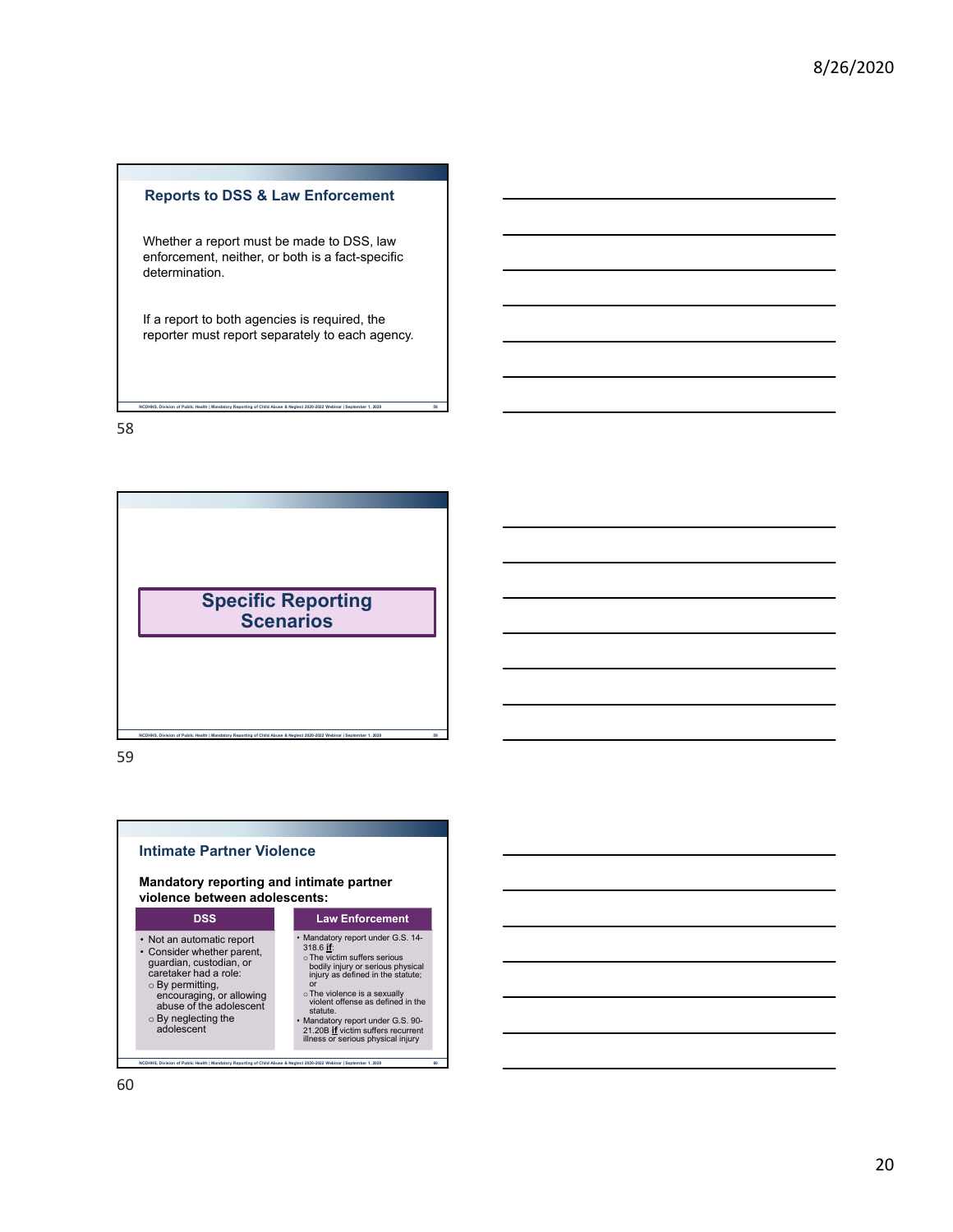## Reports to DSS & Law Enforcement

Whether a report must be made to DSS, law enforcement, neither, or both is a fact-specific determination.

If a report to both agencies is required, the reporter must report separately to each agency.

## Specific Reporting Scenarios

## Intimate Partner Violence

**Mandatory reporting and intimate partner violence between adolescents:**

| DSS | Law Enforcement |
|---|---|
| • Not an automatic report<br>• Consider whether parent, guardian, custodian, or caretaker had a role:<br>  ○ By permitting, encouraging, or allowing abuse of the adolescent<br>  ○ By neglecting the adolescent | • Mandatory report under G.S. 14-318.6 **if**:<br>  ○ The victim suffers serious bodily injury or serious physical injury as defined in the statute; or<br>  ○ The violence is a sexually violent offense as defined in the statute.<br>• Mandatory report under G.S. 90-21.20B **if** victim suffers recurrent illness or serious physical injury |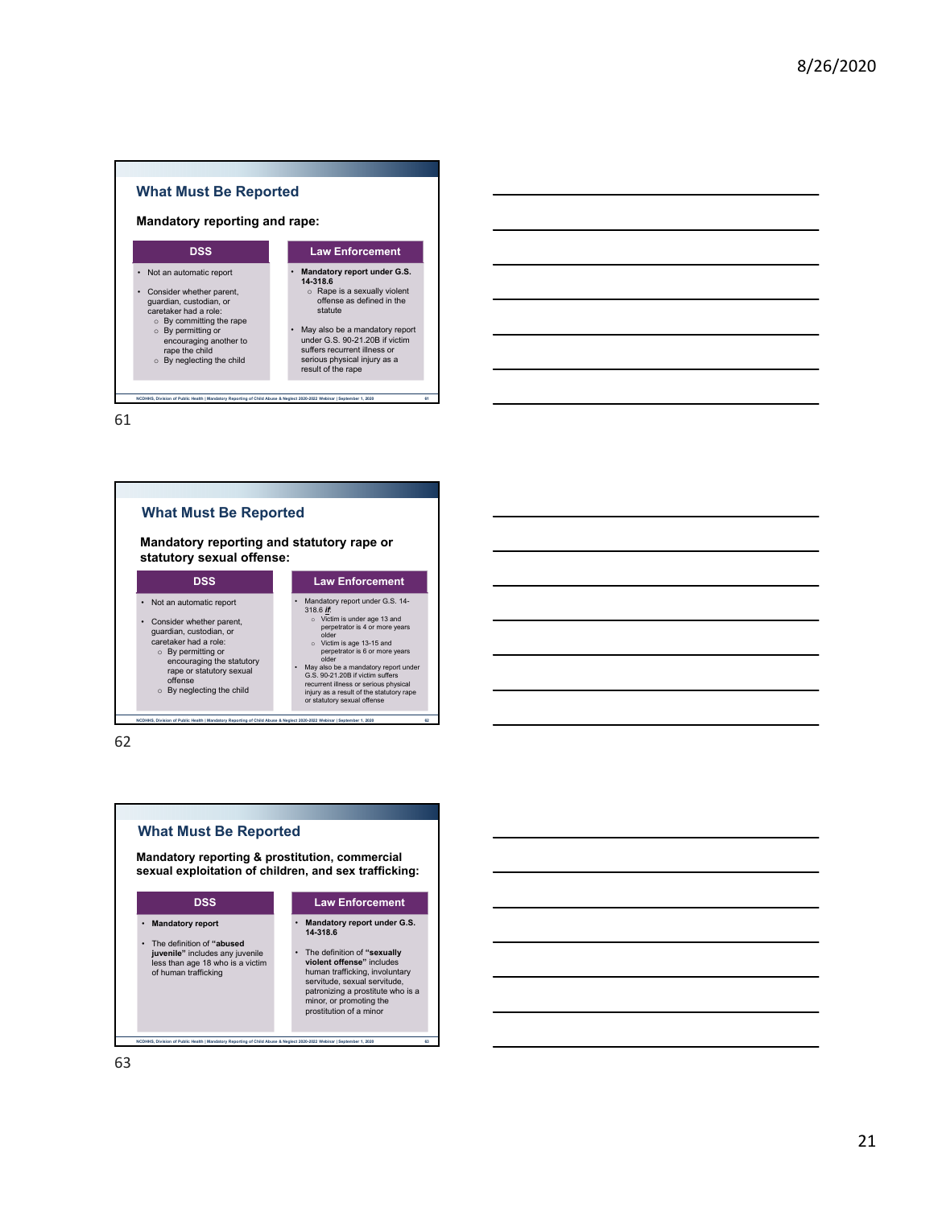## What Must Be Reported

**Mandatory reporting and rape:**

| DSS | Law Enforcement |
|---|---|
| • Not an automatic report<br>• Consider whether parent, guardian, custodian, or caretaker had a role:<br>  ○ By committing the rape<br>  ○ By permitting or encouraging another to rape the child<br>  ○ By neglecting the child | • **Mandatory report under G.S. 14-318.6**<br>  ○ Rape is a sexually violent offense as defined in the statute<br>• May also be a mandatory report under G.S. 90-21.20B if victim suffers recurrent illness or serious physical injury as a result of the rape |

61

## What Must Be Reported

**Mandatory reporting and statutory rape or statutory sexual offense:**

| DSS | Law Enforcement |
|---|---|
| • Not an automatic report<br>• Consider whether parent, guardian, custodian, or caretaker had a role:<br>  ○ By permitting or encouraging the statutory rape or statutory sexual offense<br>  ○ By neglecting the child | • Mandatory report under G.S. 14-318.6 ***if***:<br>  ○ Victim is under age 13 and perpetrator is 4 or more years older<br>  ○ Victim is age 13-15 and perpetrator is 6 or more years older<br>• May also be a mandatory report under G.S. 90-21.20B if victim suffers recurrent illness or serious physical injury as a result of the statutory rape or statutory sexual offense |

62

## What Must Be Reported

**Mandatory reporting & prostitution, commercial sexual exploitation of children, and sex trafficking:**

| DSS | Law Enforcement |
|---|---|
| • **Mandatory report**<br>• The definition of **"abused juvenile"** includes any juvenile less than age 18 who is a victim of human trafficking | • **Mandatory report under G.S. 14-318.6**<br>• The definition of **"sexually violent offense"** includes human trafficking, involuntary servitude, sexual servitude, patronizing a prostitute who is a minor, or promoting the prostitution of a minor |

63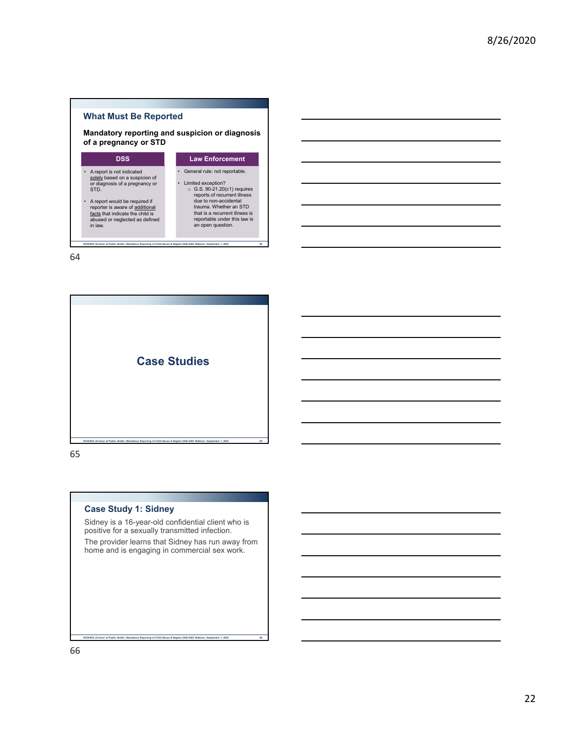## What Must Be Reported

**Mandatory reporting and suspicion or diagnosis of a pregnancy or STD**

| DSS | Law Enforcement |
| --- | --- |
| • A report is not indicated solely based on a suspicion of or diagnosis of a pregnancy or STD.<br>• A report would be required if reporter is aware of additional facts that indicate the child is abused or neglected as defined in law. | • General rule: not reportable.<br>• Limited exception?<br>○ G.S. 90-21.20(c1) requires reports of recurrent illness due to non-accidental trauma. Whether an STD that is a recurrent illness is reportable under this law is an open question. |

## Case Studies

## Case Study 1: Sidney

Sidney is a 16-year-old confidential client who is positive for a sexually transmitted infection.

The provider learns that Sidney has run away from home and is engaging in commercial sex work.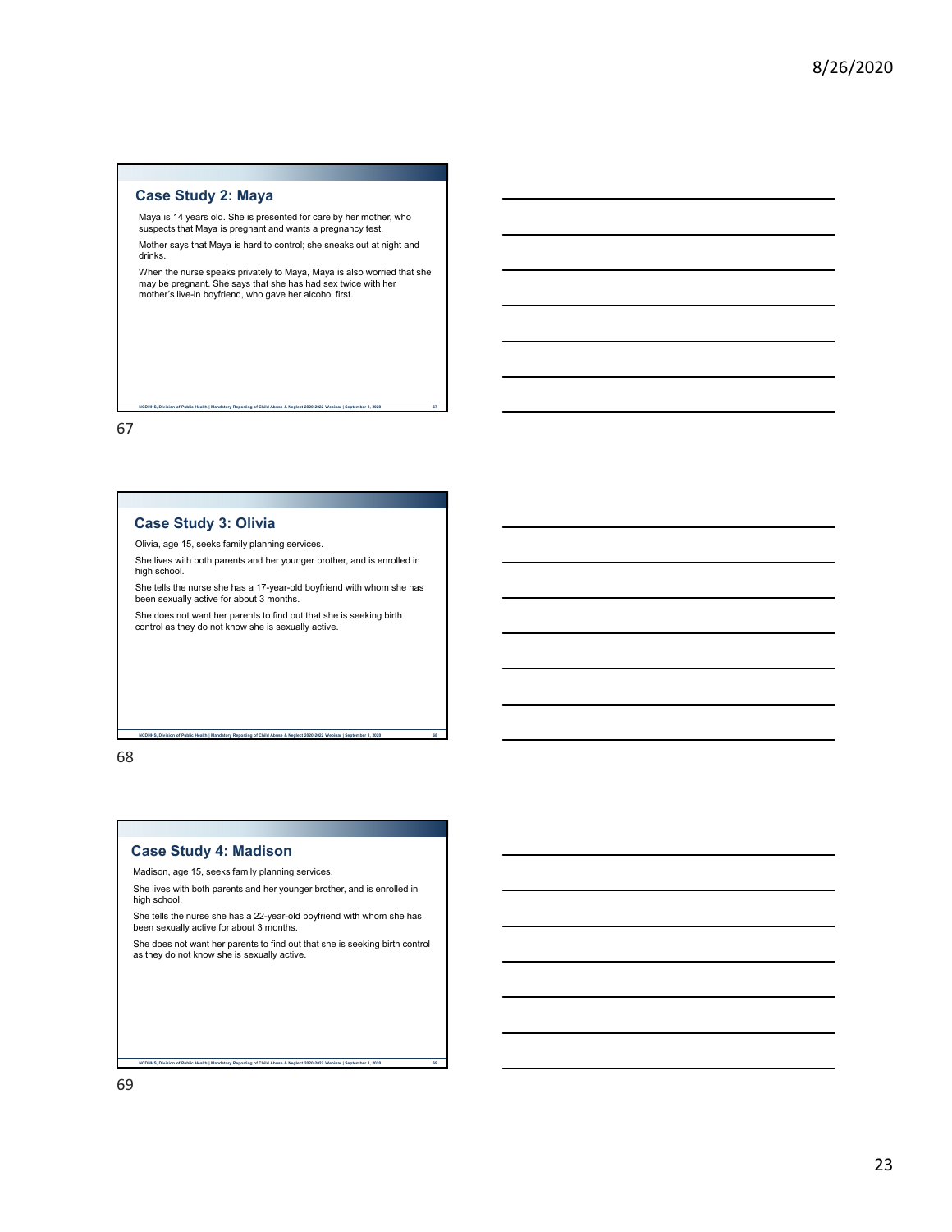## Case Study 2: Maya

Maya is 14 years old. She is presented for care by her mother, who suspects that Maya is pregnant and wants a pregnancy test.

Mother says that Maya is hard to control; she sneaks out at night and drinks.

When the nurse speaks privately to Maya, Maya is also worried that she may be pregnant. She says that she has had sex twice with her mother's live-in boyfriend, who gave her alcohol first.

## Case Study 3: Olivia

Olivia, age 15, seeks family planning services.

She lives with both parents and her younger brother, and is enrolled in high school.

She tells the nurse she has a 17-year-old boyfriend with whom she has been sexually active for about 3 months.

She does not want her parents to find out that she is seeking birth control as they do not know she is sexually active.

## Case Study 4: Madison

Madison, age 15, seeks family planning services.

She lives with both parents and her younger brother, and is enrolled in high school.

She tells the nurse she has a 22-year-old boyfriend with whom she has been sexually active for about 3 months.

She does not want her parents to find out that she is seeking birth control as they do not know she is sexually active.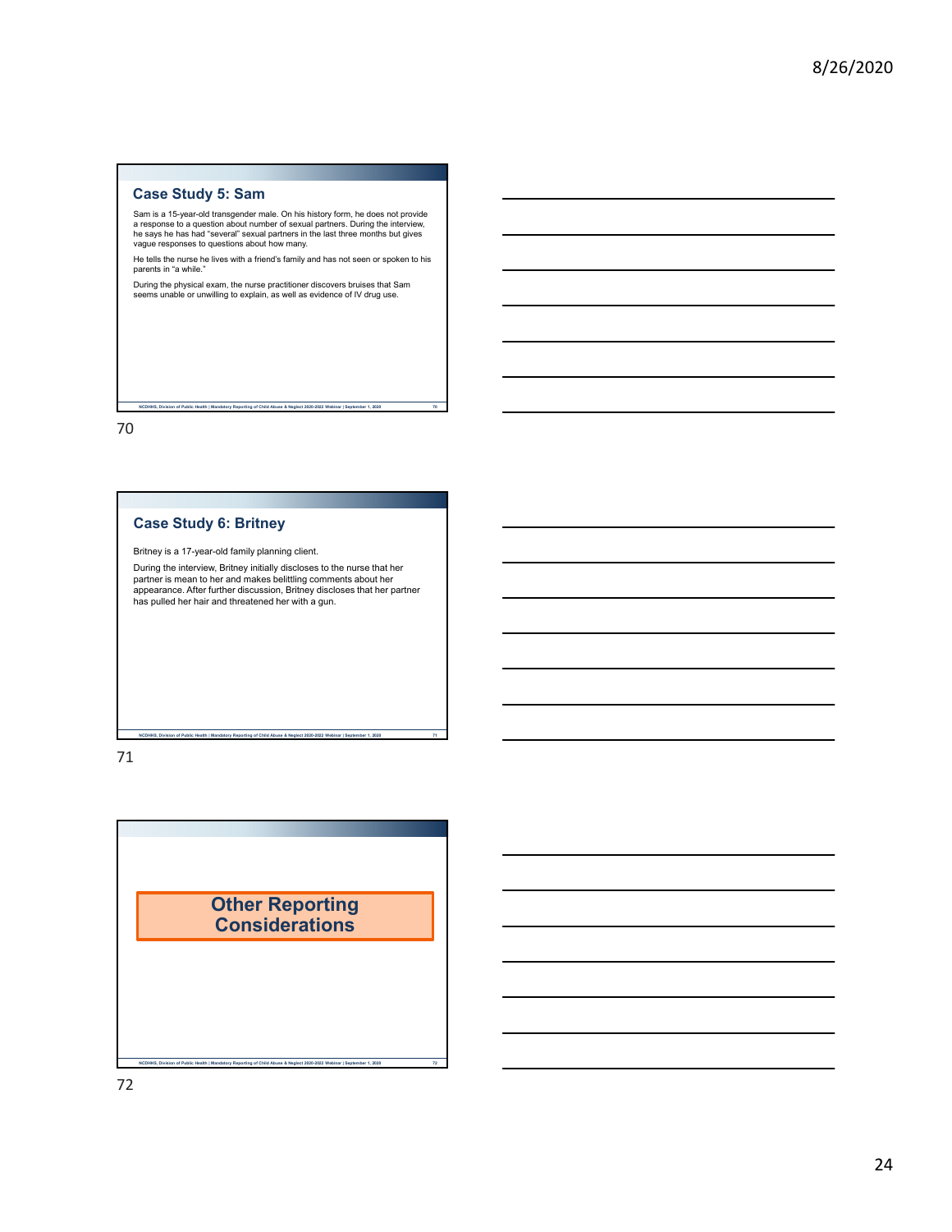## Case Study 5: Sam

Sam is a 15-year-old transgender male. On his history form, he does not provide a response to a question about number of sexual partners. During the interview, he says he has had "several" sexual partners in the last three months but gives vague responses to questions about how many.

He tells the nurse he lives with a friend's family and has not seen or spoken to his parents in "a while."

During the physical exam, the nurse practitioner discovers bruises that Sam seems unable or unwilling to explain, as well as evidence of IV drug use.

## Case Study 6: Britney

Britney is a 17-year-old family planning client.

During the interview, Britney initially discloses to the nurse that her partner is mean to her and makes belittling comments about her appearance. After further discussion, Britney discloses that her partner has pulled her hair and threatened her with a gun.

## Other Reporting Considerations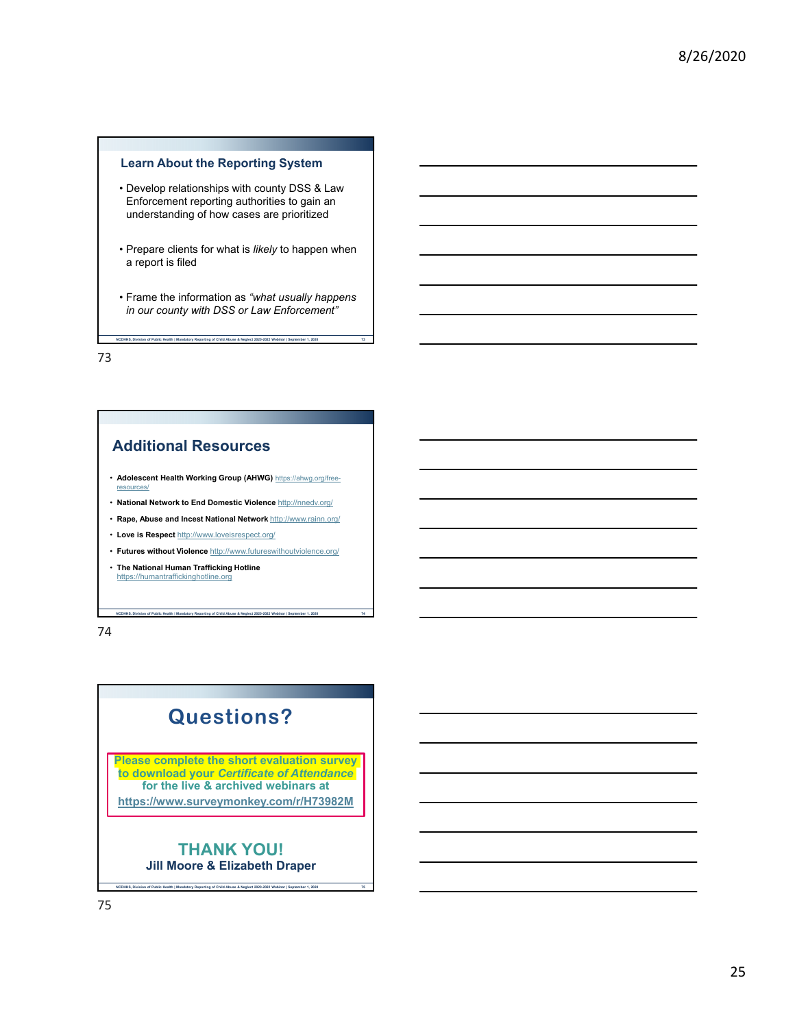## Learn About the Reporting System

- Develop relationships with county DSS & Law Enforcement reporting authorities to gain an understanding of how cases are prioritized
- Prepare clients for what is *likely* to happen when a report is filed
- Frame the information as *"what usually happens in our county with DSS or Law Enforcement"*

## Additional Resources

- **Adolescent Health Working Group (AHWG)** https://ahwg.org/free-resources/
- **National Network to End Domestic Violence** http://nnedv.org/
- **Rape, Abuse and Incest National Network** http://www.rainn.org/
- **Love is Respect** http://www.loveisrespect.org/
- **Futures without Violence** http://www.futureswithoutviolence.org/
- **The National Human Trafficking Hotline** https://humantraffickinghotline.org

## Questions?

**Please complete the short evaluation survey to download your *Certificate of Attendance* for the live & archived webinars at https://www.surveymonkey.com/r/H73982M**

**THANK YOU!**

**Jill Moore & Elizabeth Draper**